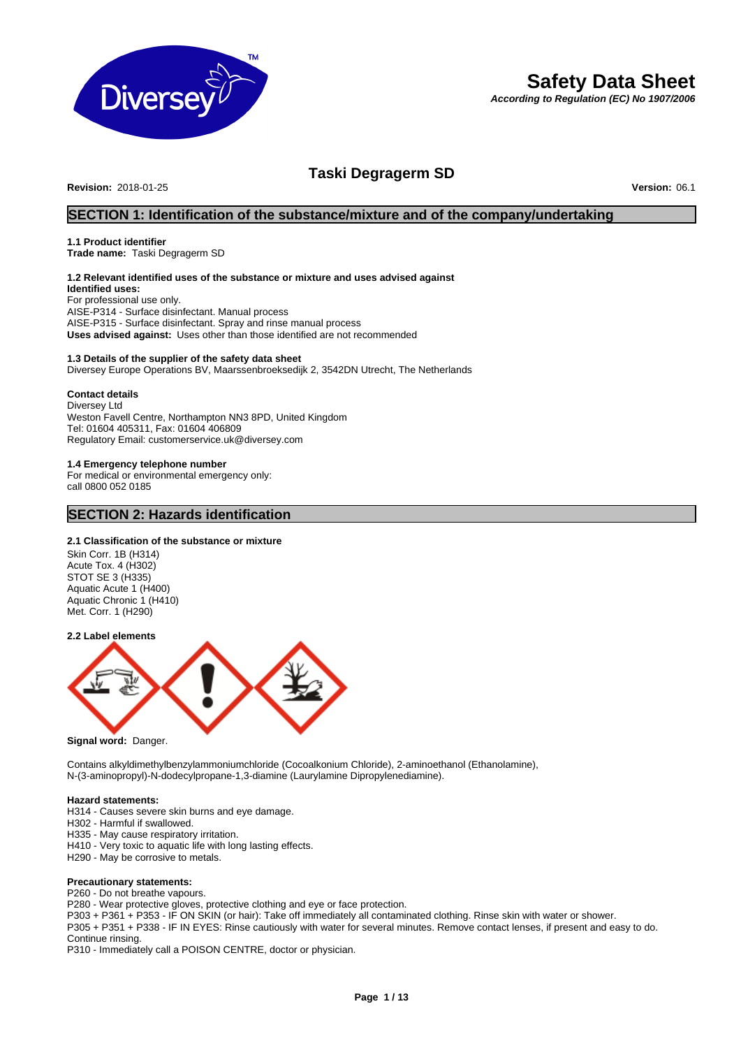# Safety Data Sheet

***According to Regulation (EC) No 1907/2006***

## Taski Degragerm SD

**Revision:** 2018-01-25 **Version:** 06.1

## SECTION 1: Identification of the substance/mixture and of the company/undertaking

### 1.1 Product identifier

**Trade name:** Taski Degragerm SD

### 1.2 Relevant identified uses of the substance or mixture and uses advised against

**Identified uses:**
For professional use only.
AISE-P314 - Surface disinfectant. Manual process
AISE-P315 - Surface disinfectant. Spray and rinse manual process
**Uses advised against:** Uses other than those identified are not recommended

### 1.3 Details of the supplier of the safety data sheet

Diversey Europe Operations BV, Maarssenbroeksedijk 2, 3542DN Utrecht, The Netherlands

**Contact details**
Diversey Ltd
Weston Favell Centre, Northampton NN3 8PD, United Kingdom
Tel: 01604 405311, Fax: 01604 406809
Regulatory Email: customerservice.uk@diversey.com

### 1.4 Emergency telephone number

For medical or environmental emergency only:
call 0800 052 0185

## SECTION 2: Hazards identification

### 2.1 Classification of the substance or mixture

Skin Corr. 1B (H314)
Acute Tox. 4 (H302)
STOT SE 3 (H335)
Aquatic Acute 1 (H400)
Aquatic Chronic 1 (H410)
Met. Corr. 1 (H290)

### 2.2 Label elements

**Signal word:** Danger.

Contains alkyldimethylbenzylammoniumchloride (Cocoalkonium Chloride), 2-aminoethanol (Ethanolamine), N-(3-aminopropyl)-N-dodecylpropane-1,3-diamine (Laurylamine Dipropylenediamine).

**Hazard statements:**
H314 - Causes severe skin burns and eye damage.
H302 - Harmful if swallowed.
H335 - May cause respiratory irritation.
H410 - Very toxic to aquatic life with long lasting effects.
H290 - May be corrosive to metals.

**Precautionary statements:**
P260 - Do not breathe vapours.
P280 - Wear protective gloves, protective clothing and eye or face protection.
P303 + P361 + P353 - IF ON SKIN (or hair): Take off immediately all contaminated clothing. Rinse skin with water or shower.
P305 + P351 + P338 - IF IN EYES: Rinse cautiously with water for several minutes. Remove contact lenses, if present and easy to do. Continue rinsing.
P310 - Immediately call a POISON CENTRE, doctor or physician.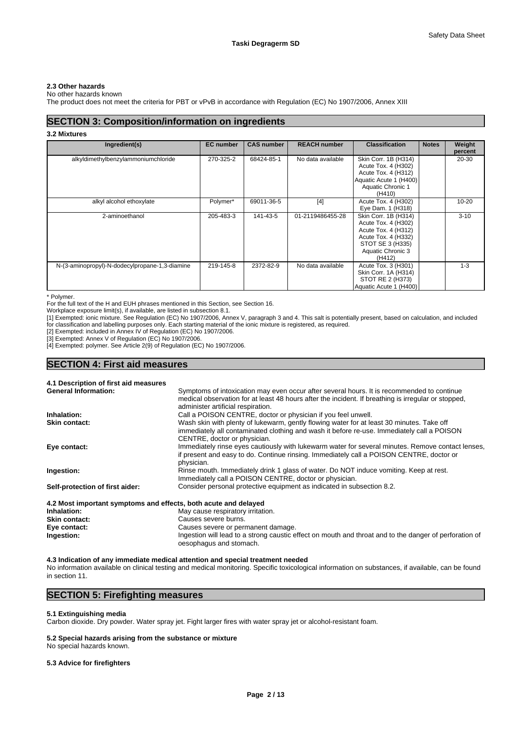### 2.3 Other hazards

No other hazards known

The product does not meet the criteria for PBT or vPvB in accordance with Regulation (EC) No 1907/2006, Annex XIII

## SECTION 3: Composition/information on ingredients

### 3.2 Mixtures

| Ingredient(s) | EC number | CAS number | REACH number | Classification | Notes | Weight percent |
|---|---|---|---|---|---|---|
| alkyldimethylbenzylammoniumchloride | 270-325-2 | 68424-85-1 | No data available | Skin Corr. 1B (H314) Acute Tox. 4 (H302) Acute Tox. 4 (H312) Aquatic Acute 1 (H400) Aquatic Chronic 1 (H410) | | 20-30 |
| alkyl alcohol ethoxylate | Polymer* | 69011-36-5 | [4] | Acute Tox. 4 (H302) Eye Dam. 1 (H318) | | 10-20 |
| 2-aminoethanol | 205-483-3 | 141-43-5 | 01-2119486455-28 | Skin Corr. 1B (H314) Acute Tox. 4 (H302) Acute Tox. 4 (H312) Acute Tox. 4 (H332) STOT SE 3 (H335) Aquatic Chronic 3 (H412) | | 3-10 |
| N-(3-aminopropyl)-N-dodecylpropane-1,3-diamine | 219-145-8 | 2372-82-9 | No data available | Acute Tox. 3 (H301) Skin Corr. 1A (H314) STOT RE 2 (H373) Aquatic Acute 1 (H400) | | 1-3 |

* Polymer.

For the full text of the H and EUH phrases mentioned in this Section, see Section 16.

Workplace exposure limit(s), if available, are listed in subsection 8.1.

[1] Exempted: ionic mixture. See Regulation (EC) No 1907/2006, Annex V, paragraph 3 and 4. This salt is potentially present, based on calculation, and included for classification and labelling purposes only. Each starting material of the ionic mixture is registered, as required.

[2] Exempted: included in Annex IV of Regulation (EC) No 1907/2006.

[3] Exempted: Annex V of Regulation (EC) No 1907/2006.

[4] Exempted: polymer. See Article 2(9) of Regulation (EC) No 1907/2006.

## SECTION 4: First aid measures

### 4.1 Description of first aid measures

**General Information:** Symptoms of intoxication may even occur after several hours. It is recommended to continue medical observation for at least 48 hours after the incident. If breathing is irregular or stopped, administer artificial respiration.

**Inhalation:** Call a POISON CENTRE, doctor or physician if you feel unwell.

**Skin contact:** Wash skin with plenty of lukewarm, gently flowing water for at least 30 minutes. Take off immediately all contaminated clothing and wash it before re-use. Immediately call a POISON CENTRE, doctor or physician.

**Eye contact:** Immediately rinse eyes cautiously with lukewarm water for several minutes. Remove contact lenses, if present and easy to do. Continue rinsing. Immediately call a POISON CENTRE, doctor or physician.

**Ingestion:** Rinse mouth. Immediately drink 1 glass of water. Do NOT induce vomiting. Keep at rest. Immediately call a POISON CENTRE, doctor or physician.

**Self-protection of first aider:** Consider personal protective equipment as indicated in subsection 8.2.

### 4.2 Most important symptoms and effects, both acute and delayed

**Inhalation:** May cause respiratory irritation.

**Skin contact:** Causes severe burns.

**Eye contact:** Causes severe or permanent damage.

**Ingestion:** Ingestion will lead to a strong caustic effect on mouth and throat and to the danger of perforation of oesophagus and stomach.

### 4.3 Indication of any immediate medical attention and special treatment needed

No information available on clinical testing and medical monitoring. Specific toxicological information on substances, if available, can be found in section 11.

## SECTION 5: Firefighting measures

### 5.1 Extinguishing media

Carbon dioxide. Dry powder. Water spray jet. Fight larger fires with water spray jet or alcohol-resistant foam.

### 5.2 Special hazards arising from the substance or mixture

No special hazards known.

### 5.3 Advice for firefighters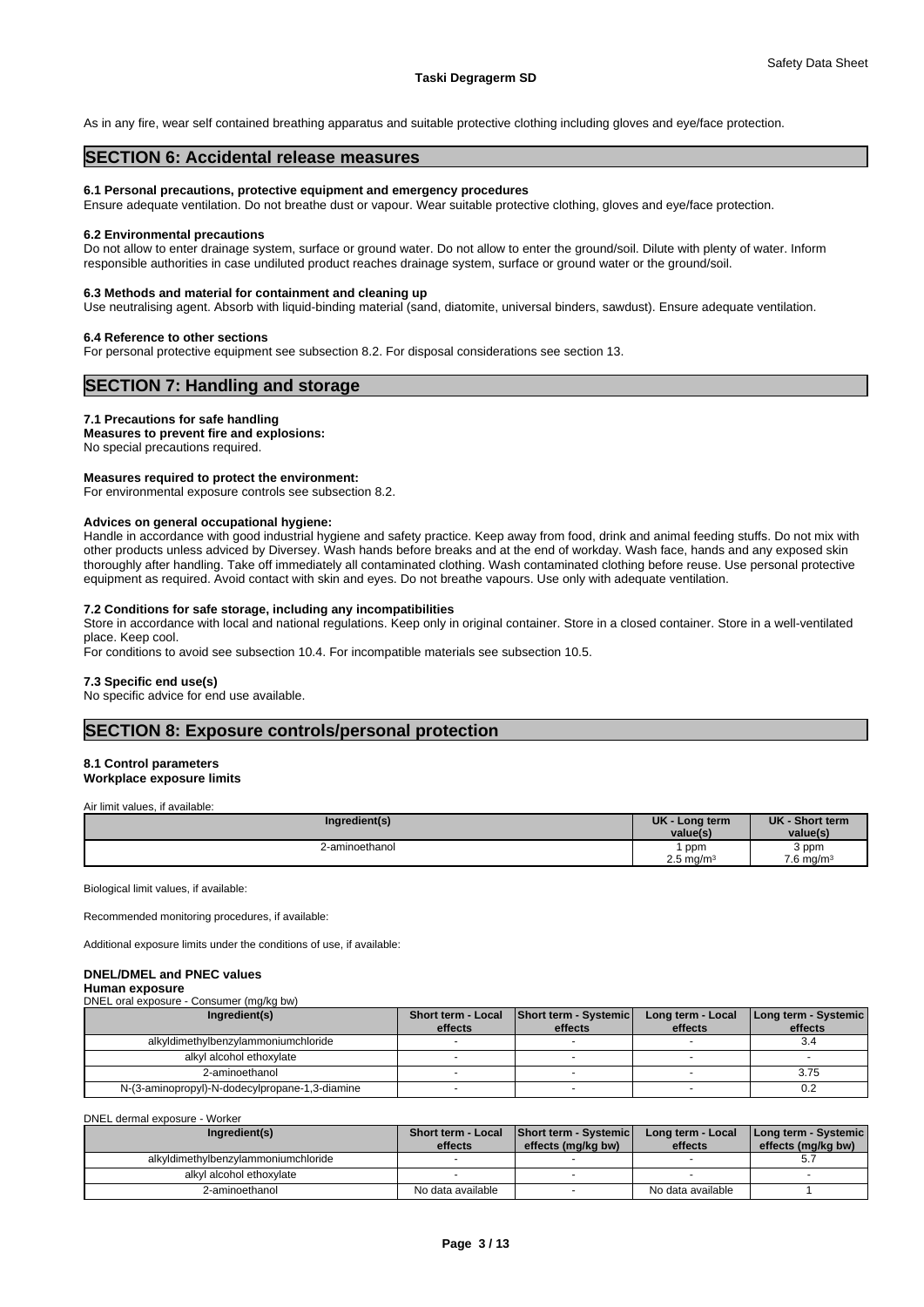As in any fire, wear self contained breathing apparatus and suitable protective clothing including gloves and eye/face protection.

## SECTION 6: Accidental release measures

### 6.1 Personal precautions, protective equipment and emergency procedures

Ensure adequate ventilation. Do not breathe dust or vapour. Wear suitable protective clothing, gloves and eye/face protection.

### 6.2 Environmental precautions

Do not allow to enter drainage system, surface or ground water. Do not allow to enter the ground/soil. Dilute with plenty of water. Inform responsible authorities in case undiluted product reaches drainage system, surface or ground water or the ground/soil.

### 6.3 Methods and material for containment and cleaning up

Use neutralising agent. Absorb with liquid-binding material (sand, diatomite, universal binders, sawdust). Ensure adequate ventilation.

### 6.4 Reference to other sections

For personal protective equipment see subsection 8.2. For disposal considerations see section 13.

## SECTION 7: Handling and storage

### 7.1 Precautions for safe handling

**Measures to prevent fire and explosions:**

No special precautions required.

**Measures required to protect the environment:**

For environmental exposure controls see subsection 8.2.

**Advices on general occupational hygiene:**

Handle in accordance with good industrial hygiene and safety practice. Keep away from food, drink and animal feeding stuffs. Do not mix with other products unless adviced by Diversey. Wash hands before breaks and at the end of workday. Wash face, hands and any exposed skin thoroughly after handling. Take off immediately all contaminated clothing. Wash contaminated clothing before reuse. Use personal protective equipment as required. Avoid contact with skin and eyes. Do not breathe vapours. Use only with adequate ventilation.

### 7.2 Conditions for safe storage, including any incompatibilities

Store in accordance with local and national regulations. Keep only in original container. Store in a closed container. Store in a well-ventilated place. Keep cool.

For conditions to avoid see subsection 10.4. For incompatible materials see subsection 10.5.

### 7.3 Specific end use(s)

No specific advice for end use available.

## SECTION 8: Exposure controls/personal protection

### 8.1 Control parameters

**Workplace exposure limits**

Air limit values, if available:

| Ingredient(s) | UK - Long term value(s) | UK - Short term value(s) |
|---|---|---|
| 2-aminoethanol | 1 ppm<br>2.5 mg/m³ | 3 ppm<br>7.6 mg/m³ |

Biological limit values, if available:

Recommended monitoring procedures, if available:

Additional exposure limits under the conditions of use, if available:

**DNEL/DMEL and PNEC values**

**Human exposure**

DNEL oral exposure - Consumer (mg/kg bw)

| Ingredient(s) | Short term - Local effects | Short term - Systemic effects | Long term - Local effects | Long term - Systemic effects |
|---|---|---|---|---|
| alkyldimethylbenzylammoniumchloride | - | - | - | 3.4 |
| alkyl alcohol ethoxylate | - | - | - | - |
| 2-aminoethanol | - | - | - | 3.75 |
| N-(3-aminopropyl)-N-dodecylpropane-1,3-diamine | - | - | - | 0.2 |

DNEL dermal exposure - Worker

| Ingredient(s) | Short term - Local effects | Short term - Systemic effects (mg/kg bw) | Long term - Local effects | Long term - Systemic effects (mg/kg bw) |
|---|---|---|---|---|
| alkyldimethylbenzylammoniumchloride | - | - | - | 5.7 |
| alkyl alcohol ethoxylate | - | - | - | - |
| 2-aminoethanol | No data available | - | No data available | 1 |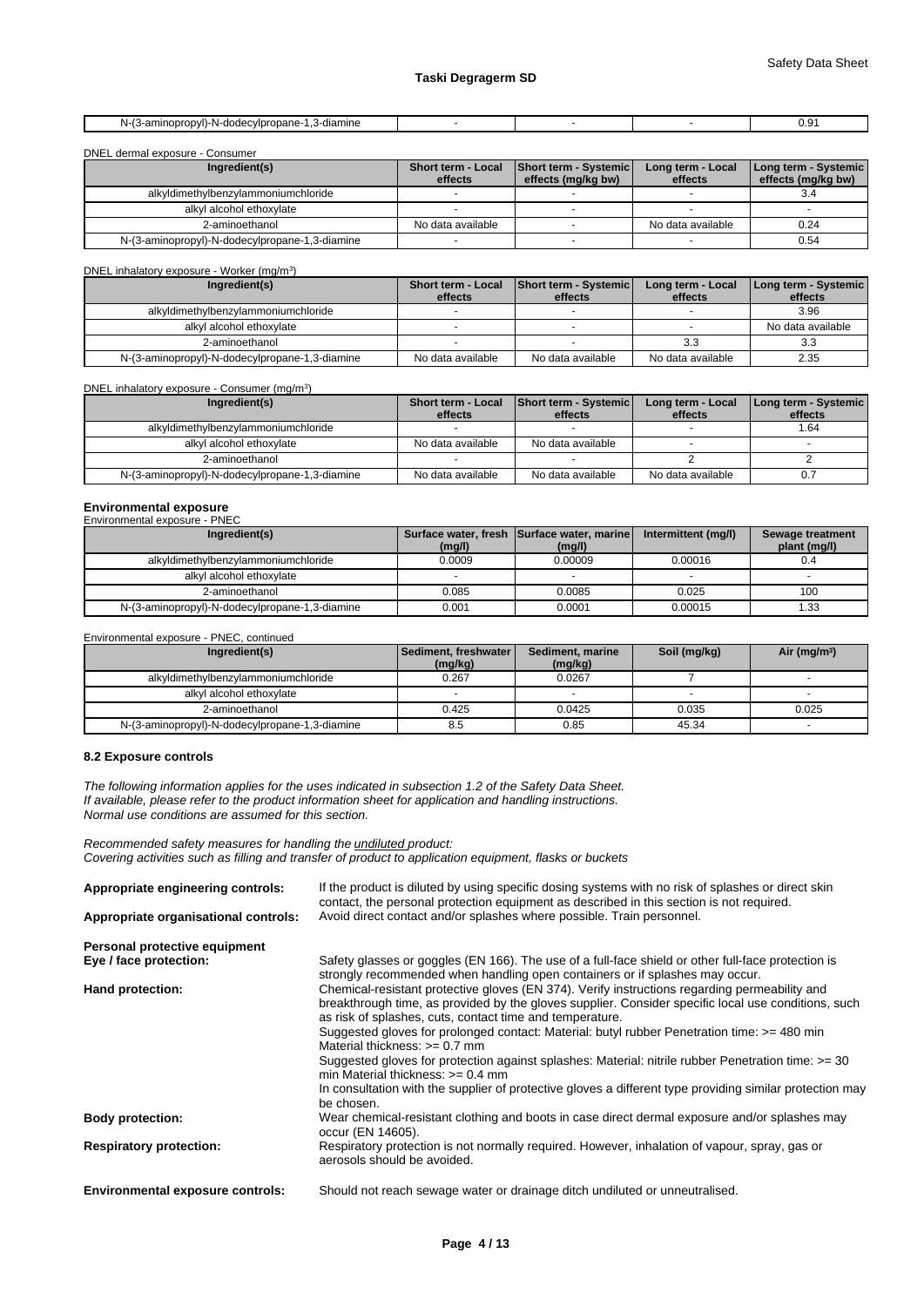| N-(3-aminopropyl)-N-dodecylpropane-1,3-diamine | - | - | - | 0.91 |
|---|---|---|---|---|

DNEL dermal exposure - Consumer

| Ingredient(s) | Short term - Local effects | Short term - Systemic effects (mg/kg bw) | Long term - Local effects | Long term - Systemic effects (mg/kg bw) |
|---|---|---|---|---|
| alkyldimethylbenzylammoniumchloride | - | - | - | 3.4 |
| alkyl alcohol ethoxylate | - | - | - | - |
| 2-aminoethanol | No data available | - | No data available | 0.24 |
| N-(3-aminopropyl)-N-dodecylpropane-1,3-diamine | - | - | - | 0.54 |

DNEL inhalatory exposure - Worker (mg/m³)

| Ingredient(s) | Short term - Local effects | Short term - Systemic effects | Long term - Local effects | Long term - Systemic effects |
|---|---|---|---|---|
| alkyldimethylbenzylammoniumchloride | - | - | - | 3.96 |
| alkyl alcohol ethoxylate | - | - | - | No data available |
| 2-aminoethanol | - | - | 3.3 | 3.3 |
| N-(3-aminopropyl)-N-dodecylpropane-1,3-diamine | No data available | No data available | No data available | 2.35 |

DNEL inhalatory exposure - Consumer (mg/m³)

| Ingredient(s) | Short term - Local effects | Short term - Systemic effects | Long term - Local effects | Long term - Systemic effects |
|---|---|---|---|---|
| alkyldimethylbenzylammoniumchloride | - | - | - | 1.64 |
| alkyl alcohol ethoxylate | No data available | No data available | - | - |
| 2-aminoethanol | - | - | 2 | 2 |
| N-(3-aminopropyl)-N-dodecylpropane-1,3-diamine | No data available | No data available | No data available | 0.7 |

**Environmental exposure**

Environmental exposure - PNEC

| Ingredient(s) | Surface water, fresh (mg/l) | Surface water, marine (mg/l) | Intermittent (mg/l) | Sewage treatment plant (mg/l) |
|---|---|---|---|---|
| alkyldimethylbenzylammoniumchloride | 0.0009 | 0.00009 | 0.00016 | 0.4 |
| alkyl alcohol ethoxylate | - | - | - | - |
| 2-aminoethanol | 0.085 | 0.0085 | 0.025 | 100 |
| N-(3-aminopropyl)-N-dodecylpropane-1,3-diamine | 0.001 | 0.0001 | 0.00015 | 1.33 |

Environmental exposure - PNEC, continued

| Ingredient(s) | Sediment, freshwater (mg/kg) | Sediment, marine (mg/kg) | Soil (mg/kg) | Air (mg/m³) |
|---|---|---|---|---|
| alkyldimethylbenzylammoniumchloride | 0.267 | 0.0267 | 7 | - |
| alkyl alcohol ethoxylate | - | - | - | - |
| 2-aminoethanol | 0.425 | 0.0425 | 0.035 | 0.025 |
| N-(3-aminopropyl)-N-dodecylpropane-1,3-diamine | 8.5 | 0.85 | 45.34 | - |

### 8.2 Exposure controls

*The following information applies for the uses indicated in subsection 1.2 of the Safety Data Sheet.*
*If available, please refer to the product information sheet for application and handling instructions.*
*Normal use conditions are assumed for this section.*

*Recommended safety measures for handling the undiluted product:*
*Covering activities such as filling and transfer of product to application equipment, flasks or buckets*

**Appropriate engineering controls:** If the product is diluted by using specific dosing systems with no risk of splashes or direct skin contact, the personal protection equipment as described in this section is not required.

**Appropriate organisational controls:** Avoid direct contact and/or splashes where possible. Train personnel.

**Personal protective equipment**

**Eye / face protection:** Safety glasses or goggles (EN 166). The use of a full-face shield or other full-face protection is strongly recommended when handling open containers or if splashes may occur.

**Hand protection:** Chemical-resistant protective gloves (EN 374). Verify instructions regarding permeability and breakthrough time, as provided by the gloves supplier. Consider specific local use conditions, such as risk of splashes, cuts, contact time and temperature.
Suggested gloves for prolonged contact: Material: butyl rubber Penetration time: >= 480 min Material thickness: >= 0.7 mm
Suggested gloves for protection against splashes: Material: nitrile rubber Penetration time: >= 30 min Material thickness: >= 0.4 mm
In consultation with the supplier of protective gloves a different type providing similar protection may be chosen.

**Body protection:** Wear chemical-resistant clothing and boots in case direct dermal exposure and/or splashes may occur (EN 14605).

**Respiratory protection:** Respiratory protection is not normally required. However, inhalation of vapour, spray, gas or aerosols should be avoided.

**Environmental exposure controls:** Should not reach sewage water or drainage ditch undiluted or unneutralised.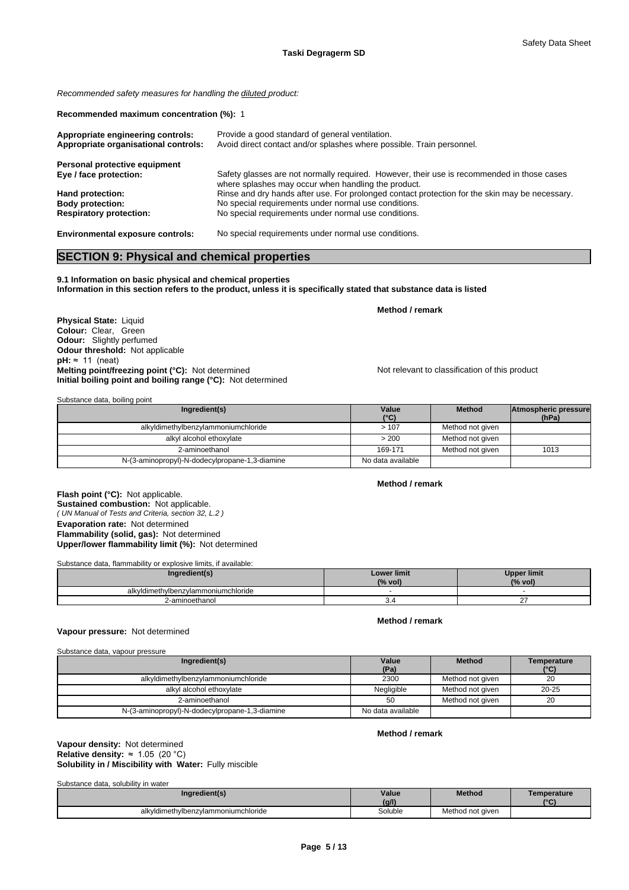*Recommended safety measures for handling the diluted product:*

**Recommended maximum concentration (%):** 1

**Appropriate engineering controls:** Provide a good standard of general ventilation.
**Appropriate organisational controls:** Avoid direct contact and/or splashes where possible. Train personnel.

**Personal protective equipment**
**Eye / face protection:** Safety glasses are not normally required. However, their use is recommended in those cases where splashes may occur when handling the product.
**Hand protection:** Rinse and dry hands after use. For prolonged contact protection for the skin may be necessary.
**Body protection:** No special requirements under normal use conditions.
**Respiratory protection:** No special requirements under normal use conditions.

**Environmental exposure controls:** No special requirements under normal use conditions.

## SECTION 9: Physical and chemical properties

**9.1 Information on basic physical and chemical properties**
**Information in this section refers to the product, unless it is specifically stated that substance data is listed**

**Method / remark**

**Physical State:** Liquid
**Colour:** Clear, Green
**Odour:** Slightly perfumed
**Odour threshold:** Not applicable
**pH:** ≈ 11 (neat)
**Melting point/freezing point (°C):** Not determined — Not relevant to classification of this product
**Initial boiling point and boiling range (°C):** Not determined

Substance data, boiling point

| Ingredient(s) | Value (°C) | Method | Atmospheric pressure (hPa) |
|---|---|---|---|
| alkyldimethylbenzylammoniumchloride | > 107 | Method not given | |
| alkyl alcohol ethoxylate | > 200 | Method not given | |
| 2-aminoethanol | 169-171 | Method not given | 1013 |
| N-(3-aminopropyl)-N-dodecylpropane-1,3-diamine | No data available | | |

**Method / remark**

**Flash point (°C):** Not applicable.
**Sustained combustion:** Not applicable.
*( UN Manual of Tests and Criteria, section 32, L.2 )*
**Evaporation rate:** Not determined
**Flammability (solid, gas):** Not determined
**Upper/lower flammability limit (%):** Not determined

Substance data, flammability or explosive limits, if available:

| Ingredient(s) | Lower limit (% vol) | Upper limit (% vol) |
|---|---|---|
| alkyldimethylbenzylammoniumchloride | - | - |
| 2-aminoethanol | 3.4 | 27 |

**Method / remark**

**Vapour pressure:** Not determined

Substance data, vapour pressure

| Ingredient(s) | Value (Pa) | Method | Temperature (°C) |
|---|---|---|---|
| alkyldimethylbenzylammoniumchloride | 2300 | Method not given | 20 |
| alkyl alcohol ethoxylate | Negligible | Method not given | 20-25 |
| 2-aminoethanol | 50 | Method not given | 20 |
| N-(3-aminopropyl)-N-dodecylpropane-1,3-diamine | No data available | | |

**Method / remark**

**Vapour density:** Not determined
**Relative density:** ≈ 1.05 (20 °C)
**Solubility in / Miscibility with Water:** Fully miscible

Substance data, solubility in water

| Ingredient(s) | Value (g/l) | Method | Temperature (°C) |
|---|---|---|---|
| alkyldimethylbenzylammoniumchloride | Soluble | Method not given | |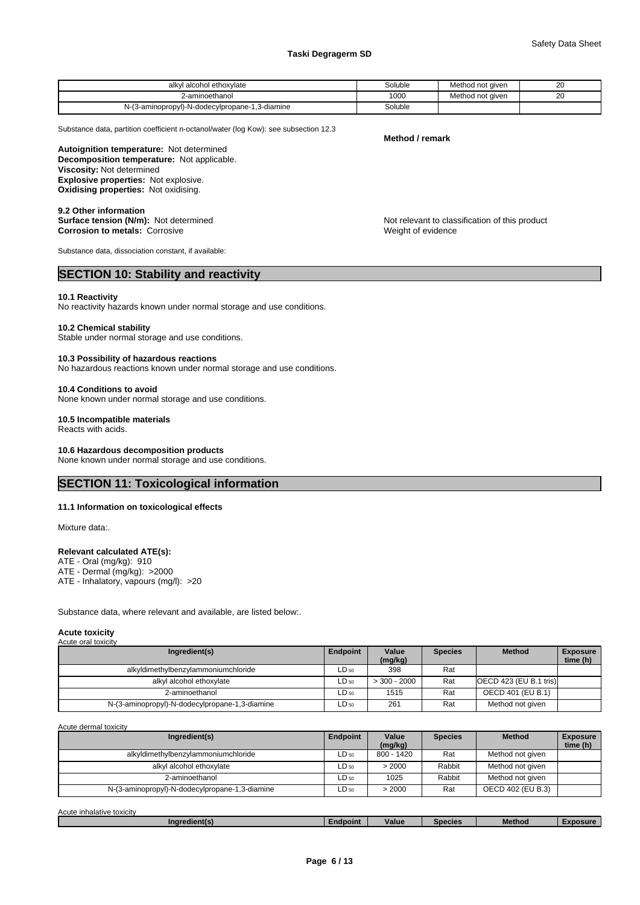| alkyl alcohol ethoxylate | Soluble | Method not given | 20 |
|---|---|---|---|
| 2-aminoethanol | 1000 | Method not given | 20 |
| N-(3-aminopropyl)-N-dodecylpropane-1,3-diamine | Soluble | | |

Substance data, partition coefficient n-octanol/water (log Kow): see subsection 12.3

**Method / remark**

**Autoignition temperature:** Not determined
**Decomposition temperature:** Not applicable.
**Viscosity:** Not determined
**Explosive properties:** Not explosive.
**Oxidising properties:** Not oxidising.

**9.2 Other information**
**Surface tension (N/m):** Not determined — Not relevant to classification of this product
**Corrosion to metals:** Corrosive — Weight of evidence

Substance data, dissociation constant, if available:

## SECTION 10: Stability and reactivity

**10.1 Reactivity**
No reactivity hazards known under normal storage and use conditions.

**10.2 Chemical stability**
Stable under normal storage and use conditions.

**10.3 Possibility of hazardous reactions**
No hazardous reactions known under normal storage and use conditions.

**10.4 Conditions to avoid**
None known under normal storage and use conditions.

**10.5 Incompatible materials**
Reacts with acids.

**10.6 Hazardous decomposition products**
None known under normal storage and use conditions.

## SECTION 11: Toxicological information

**11.1 Information on toxicological effects**

Mixture data:.

**Relevant calculated ATE(s):**
ATE - Oral (mg/kg): 910
ATE - Dermal (mg/kg): >2000
ATE - Inhalatory, vapours (mg/l): >20

Substance data, where relevant and available, are listed below:.

**Acute toxicity**
Acute oral toxicity

| Ingredient(s) | Endpoint | Value (mg/kg) | Species | Method | Exposure time (h) |
|---|---|---|---|---|---|
| alkyldimethylbenzylammoniumchloride | $LD_{50}$ | 398 | Rat | | |
| alkyl alcohol ethoxylate | $LD_{50}$ | > 300 - 2000 | Rat | OECD 423 (EU B.1 tris) | |
| 2-aminoethanol | $LD_{50}$ | 1515 | Rat | OECD 401 (EU B.1) | |
| N-(3-aminopropyl)-N-dodecylpropane-1,3-diamine | $LD_{50}$ | 261 | Rat | Method not given | |

Acute dermal toxicity

| Ingredient(s) | Endpoint | Value (mg/kg) | Species | Method | Exposure time (h) |
|---|---|---|---|---|---|
| alkyldimethylbenzylammoniumchloride | $LD_{50}$ | 800 - 1420 | Rat | Method not given | |
| alkyl alcohol ethoxylate | $LD_{50}$ | > 2000 | Rabbit | Method not given | |
| 2-aminoethanol | $LD_{50}$ | 1025 | Rabbit | Method not given | |
| N-(3-aminopropyl)-N-dodecylpropane-1,3-diamine | $LD_{50}$ | > 2000 | Rat | OECD 402 (EU B.3) | |

Acute inhalative toxicity

| Ingredient(s) | Endpoint | Value | Species | Method | Exposure |
|---|---|---|---|---|---|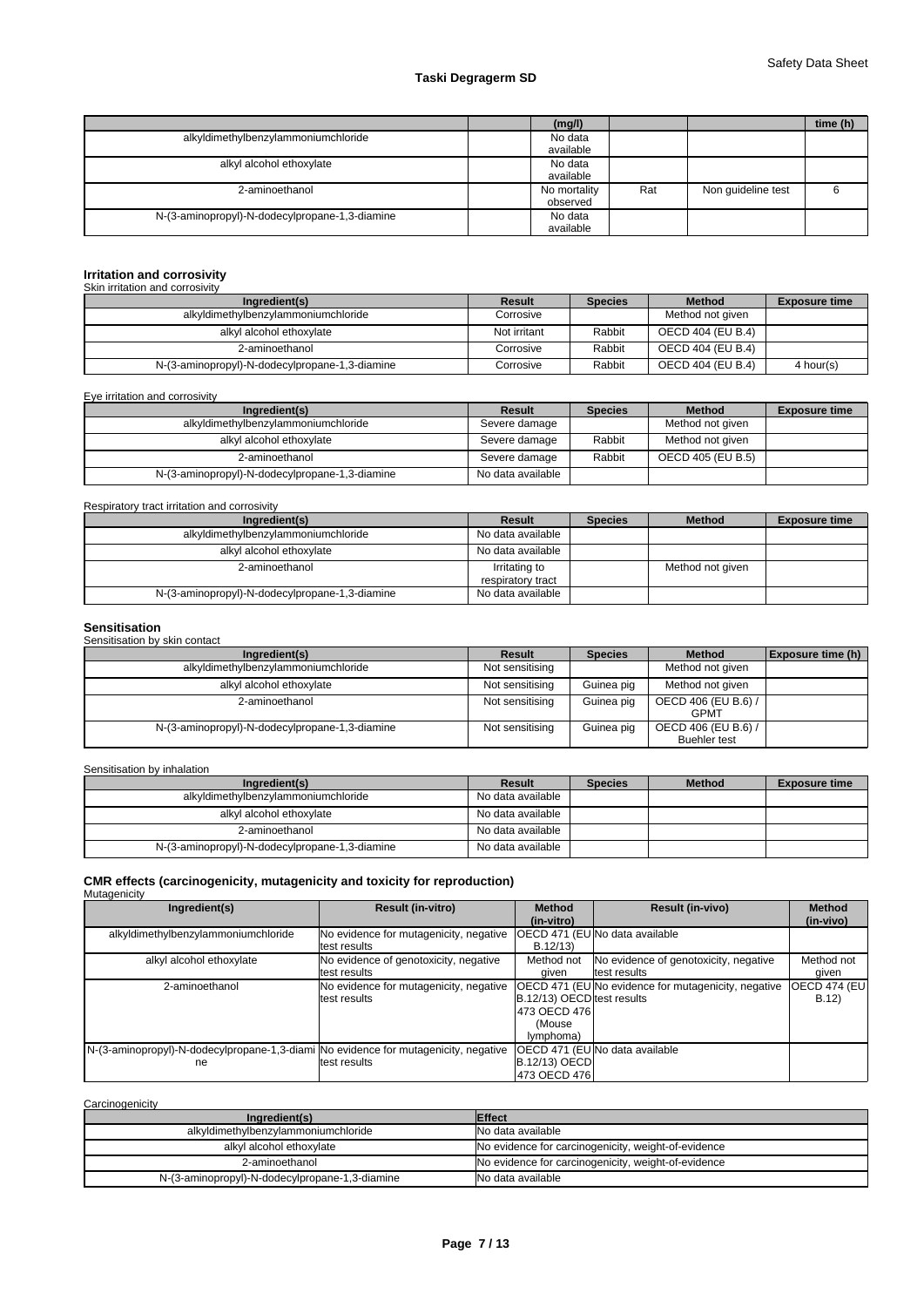| | | (mg/l) | | | time (h) |
|---|---|---|---|---|---|
| alkyldimethylbenzylammoniumchloride | | No data available | | | |
| alkyl alcohol ethoxylate | | No data available | | | |
| 2-aminoethanol | | No mortality observed | Rat | Non guideline test | 6 |
| N-(3-aminopropyl)-N-dodecylpropane-1,3-diamine | | No data available | | | |

### Irritation and corrosivity

Skin irritation and corrosivity

| Ingredient(s) | Result | Species | Method | Exposure time |
|---|---|---|---|---|
| alkyldimethylbenzylammoniumchloride | Corrosive | | Method not given | |
| alkyl alcohol ethoxylate | Not irritant | Rabbit | OECD 404 (EU B.4) | |
| 2-aminoethanol | Corrosive | Rabbit | OECD 404 (EU B.4) | |
| N-(3-aminopropyl)-N-dodecylpropane-1,3-diamine | Corrosive | Rabbit | OECD 404 (EU B.4) | 4 hour(s) |

Eye irritation and corrosivity

| Ingredient(s) | Result | Species | Method | Exposure time |
|---|---|---|---|---|
| alkyldimethylbenzylammoniumchloride | Severe damage | | Method not given | |
| alkyl alcohol ethoxylate | Severe damage | Rabbit | Method not given | |
| 2-aminoethanol | Severe damage | Rabbit | OECD 405 (EU B.5) | |
| N-(3-aminopropyl)-N-dodecylpropane-1,3-diamine | No data available | | | |

Respiratory tract irritation and corrosivity

| Ingredient(s) | Result | Species | Method | Exposure time |
|---|---|---|---|---|
| alkyldimethylbenzylammoniumchloride | No data available | | | |
| alkyl alcohol ethoxylate | No data available | | | |
| 2-aminoethanol | Irritating to respiratory tract | | Method not given | |
| N-(3-aminopropyl)-N-dodecylpropane-1,3-diamine | No data available | | | |

### Sensitisation

Sensitisation by skin contact

| Ingredient(s) | Result | Species | Method | Exposure time (h) |
|---|---|---|---|---|
| alkyldimethylbenzylammoniumchloride | Not sensitising | | Method not given | |
| alkyl alcohol ethoxylate | Not sensitising | Guinea pig | Method not given | |
| 2-aminoethanol | Not sensitising | Guinea pig | OECD 406 (EU B.6) / GPMT | |
| N-(3-aminopropyl)-N-dodecylpropane-1,3-diamine | Not sensitising | Guinea pig | OECD 406 (EU B.6) / Buehler test | |

Sensitisation by inhalation

| Ingredient(s) | Result | Species | Method | Exposure time |
|---|---|---|---|---|
| alkyldimethylbenzylammoniumchloride | No data available | | | |
| alkyl alcohol ethoxylate | No data available | | | |
| 2-aminoethanol | No data available | | | |
| N-(3-aminopropyl)-N-dodecylpropane-1,3-diamine | No data available | | | |

### CMR effects (carcinogenicity, mutagenicity and toxicity for reproduction)

Mutagenicity

| Ingredient(s) | Result (in-vitro) | Method (in-vitro) | Result (in-vivo) | Method (in-vivo) |
|---|---|---|---|---|
| alkyldimethylbenzylammoniumchloride | No evidence for mutagenicity, negative test results | OECD 471 (EU B.12/13) | No data available | |
| alkyl alcohol ethoxylate | No evidence of genotoxicity, negative test results | Method not given | No evidence of genotoxicity, negative test results | Method not given |
| 2-aminoethanol | No evidence for mutagenicity, negative test results | OECD 471 (EU B.12/13) OECD 473 OECD 476 (Mouse lymphoma) | No evidence for mutagenicity, negative test results | OECD 474 (EU B.12) |
| N-(3-aminopropyl)-N-dodecylpropane-1,3-diamine | No evidence for mutagenicity, negative test results | OECD 471 (EU B.12/13) OECD 473 OECD 476 | No data available | |

Carcinogenicity

| Ingredient(s) | Effect |
|---|---|
| alkyldimethylbenzylammoniumchloride | No data available |
| alkyl alcohol ethoxylate | No evidence for carcinogenicity, weight-of-evidence |
| 2-aminoethanol | No evidence for carcinogenicity, weight-of-evidence |
| N-(3-aminopropyl)-N-dodecylpropane-1,3-diamine | No data available |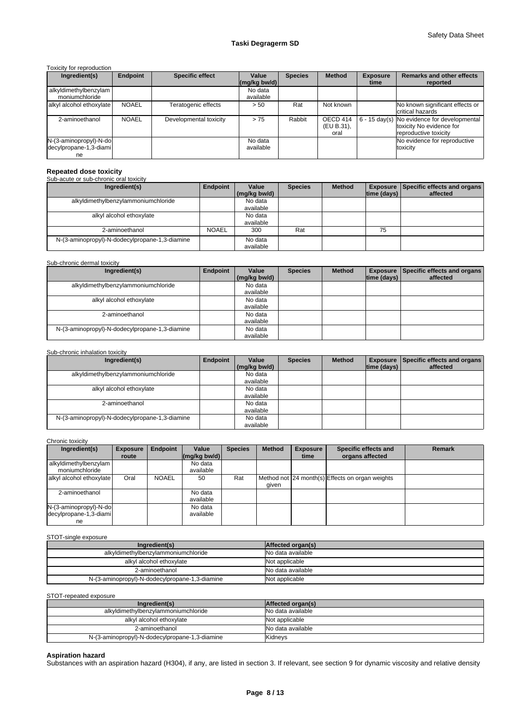Toxicity for reproduction

| Ingredient(s) | Endpoint | Specific effect | Value (mg/kg bw/d) | Species | Method | Exposure time | Remarks and other effects reported |
|---|---|---|---|---|---|---|---|
| alkyldimethylbenzylammoniumchloride | | | No data available | | | | |
| alkyl alcohol ethoxylate | NOAEL | Teratogenic effects | > 50 | Rat | Not known | | No known significant effects or critical hazards |
| 2-aminoethanol | NOAEL | Developmental toxicity | > 75 | Rabbit | OECD 414 (EU B.31), oral | 6 - 15 day(s) | No evidence for developmental toxicity No evidence for reproductive toxicity |
| N-(3-aminopropyl)-N-dodecylpropane-1,3-diamine | | | No data available | | | | No evidence for reproductive toxicity |

### Repeated dose toxicity

Sub-acute or sub-chronic oral toxicity

| Ingredient(s) | Endpoint | Value (mg/kg bw/d) | Species | Method | Exposure time (days) | Specific effects and organs affected |
|---|---|---|---|---|---|---|
| alkyldimethylbenzylammoniumchloride | | No data available | | | | |
| alkyl alcohol ethoxylate | | No data available | | | | |
| 2-aminoethanol | NOAEL | 300 | Rat | | 75 | |
| N-(3-aminopropyl)-N-dodecylpropane-1,3-diamine | | No data available | | | | |

Sub-chronic dermal toxicity

| Ingredient(s) | Endpoint | Value (mg/kg bw/d) | Species | Method | Exposure time (days) | Specific effects and organs affected |
|---|---|---|---|---|---|---|
| alkyldimethylbenzylammoniumchloride | | No data available | | | | |
| alkyl alcohol ethoxylate | | No data available | | | | |
| 2-aminoethanol | | No data available | | | | |
| N-(3-aminopropyl)-N-dodecylpropane-1,3-diamine | | No data available | | | | |

Sub-chronic inhalation toxicity

| Ingredient(s) | Endpoint | Value (mg/kg bw/d) | Species | Method | Exposure time (days) | Specific effects and organs affected |
|---|---|---|---|---|---|---|
| alkyldimethylbenzylammoniumchloride | | No data available | | | | |
| alkyl alcohol ethoxylate | | No data available | | | | |
| 2-aminoethanol | | No data available | | | | |
| N-(3-aminopropyl)-N-dodecylpropane-1,3-diamine | | No data available | | | | |

Chronic toxicity

| Ingredient(s) | Exposure route | Endpoint | Value (mg/kg bw/d) | Species | Method | Exposure time | Specific effects and organs affected | Remark |
|---|---|---|---|---|---|---|---|---|
| alkyldimethylbenzylammoniumchloride | | | No data available | | | | | |
| alkyl alcohol ethoxylate | Oral | NOAEL | 50 | Rat | Method not given | 24 month(s) | Effects on organ weights | |
| 2-aminoethanol | | | No data available | | | | | |
| N-(3-aminopropyl)-N-dodecylpropane-1,3-diamine | | | No data available | | | | | |

STOT-single exposure

| Ingredient(s) | Affected organ(s) |
|---|---|
| alkyldimethylbenzylammoniumchloride | No data available |
| alkyl alcohol ethoxylate | Not applicable |
| 2-aminoethanol | No data available |
| N-(3-aminopropyl)-N-dodecylpropane-1,3-diamine | Not applicable |

STOT-repeated exposure

| Ingredient(s) | Affected organ(s) |
|---|---|
| alkyldimethylbenzylammoniumchloride | No data available |
| alkyl alcohol ethoxylate | Not applicable |
| 2-aminoethanol | No data available |
| N-(3-aminopropyl)-N-dodecylpropane-1,3-diamine | Kidneys |

### Aspiration hazard

Substances with an aspiration hazard (H304), if any, are listed in section 3. If relevant, see section 9 for dynamic viscosity and relative density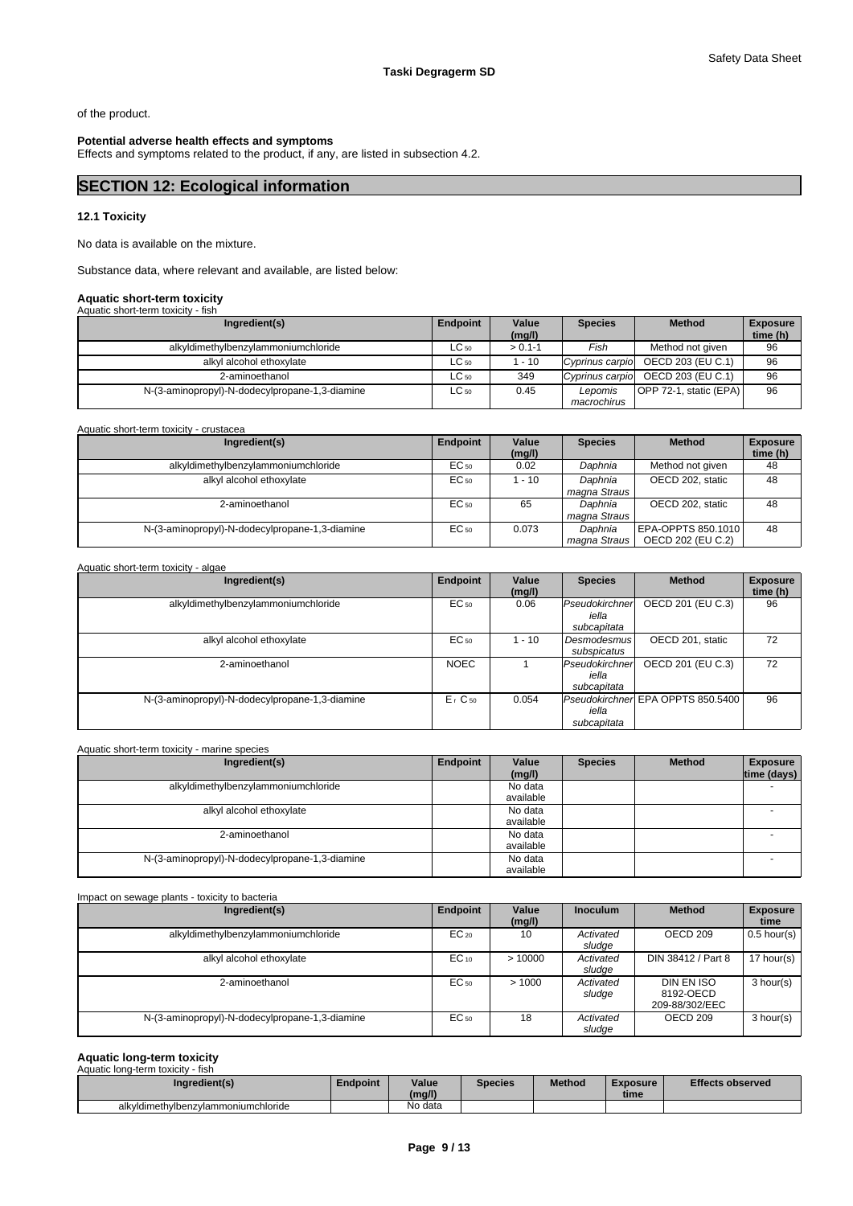of the product.

**Potential adverse health effects and symptoms**

Effects and symptoms related to the product, if any, are listed in subsection 4.2.

## SECTION 12: Ecological information

### 12.1 Toxicity

No data is available on the mixture.

Substance data, where relevant and available, are listed below:

**Aquatic short-term toxicity**

Aquatic short-term toxicity - fish

| Ingredient(s) | Endpoint | Value (mg/l) | Species | Method | Exposure time (h) |
|---|---|---|---|---|---|
| alkyldimethylbenzylammoniumchloride | $LC_{50}$ | > 0.1-1 | *Fish* | Method not given | 96 |
| alkyl alcohol ethoxylate | $LC_{50}$ | 1 - 10 | *Cyprinus carpio* | OECD 203 (EU C.1) | 96 |
| 2-aminoethanol | $LC_{50}$ | 349 | *Cyprinus carpio* | OECD 203 (EU C.1) | 96 |
| N-(3-aminopropyl)-N-dodecylpropane-1,3-diamine | $LC_{50}$ | 0.45 | *Lepomis macrochirus* | OPP 72-1, static (EPA) | 96 |

Aquatic short-term toxicity - crustacea

| Ingredient(s) | Endpoint | Value (mg/l) | Species | Method | Exposure time (h) |
|---|---|---|---|---|---|
| alkyldimethylbenzylammoniumchloride | $EC_{50}$ | 0.02 | *Daphnia* | Method not given | 48 |
| alkyl alcohol ethoxylate | $EC_{50}$ | 1 - 10 | *Daphnia magna Straus* | OECD 202, static | 48 |
| 2-aminoethanol | $EC_{50}$ | 65 | *Daphnia magna Straus* | OECD 202, static | 48 |
| N-(3-aminopropyl)-N-dodecylpropane-1,3-diamine | $EC_{50}$ | 0.073 | *Daphnia magna Straus* | EPA-OPPTS 850.1010 OECD 202 (EU C.2) | 48 |

Aquatic short-term toxicity - algae

| Ingredient(s) | Endpoint | Value (mg/l) | Species | Method | Exposure time (h) |
|---|---|---|---|---|---|
| alkyldimethylbenzylammoniumchloride | $EC_{50}$ | 0.06 | *Pseudokirchneriella subcapitata* | OECD 201 (EU C.3) | 96 |
| alkyl alcohol ethoxylate | $EC_{50}$ | 1 - 10 | *Desmodesmus subspicatus* | OECD 201, static | 72 |
| 2-aminoethanol | NOEC | 1 | *Pseudokirchneriella subcapitata* | OECD 201 (EU C.3) | 72 |
| N-(3-aminopropyl)-N-dodecylpropane-1,3-diamine | $E_rC_{50}$ | 0.054 | *Pseudokirchneriella subcapitata* | EPA OPPTS 850.5400 | 96 |

Aquatic short-term toxicity - marine species

| Ingredient(s) | Endpoint | Value (mg/l) | Species | Method | Exposure time (days) |
|---|---|---|---|---|---|
| alkyldimethylbenzylammoniumchloride | | No data available | | | - |
| alkyl alcohol ethoxylate | | No data available | | | - |
| 2-aminoethanol | | No data available | | | - |
| N-(3-aminopropyl)-N-dodecylpropane-1,3-diamine | | No data available | | | - |

Impact on sewage plants - toxicity to bacteria

| Ingredient(s) | Endpoint | Value (mg/l) | Inoculum | Method | Exposure time |
|---|---|---|---|---|---|
| alkyldimethylbenzylammoniumchloride | $EC_{20}$ | 10 | *Activated sludge* | OECD 209 | 0.5 hour(s) |
| alkyl alcohol ethoxylate | $EC_{10}$ | > 10000 | *Activated sludge* | DIN 38412 / Part 8 | 17 hour(s) |
| 2-aminoethanol | $EC_{50}$ | > 1000 | *Activated sludge* | DIN EN ISO 8192-OECD 209-88/302/EEC | 3 hour(s) |
| N-(3-aminopropyl)-N-dodecylpropane-1,3-diamine | $EC_{50}$ | 18 | *Activated sludge* | OECD 209 | 3 hour(s) |

**Aquatic long-term toxicity**

Aquatic long-term toxicity - fish

| Ingredient(s) | Endpoint | Value (mg/l) | Species | Method | Exposure time | Effects observed |
|---|---|---|---|---|---|---|
| alkyldimethylbenzylammoniumchloride | | No data | | | | |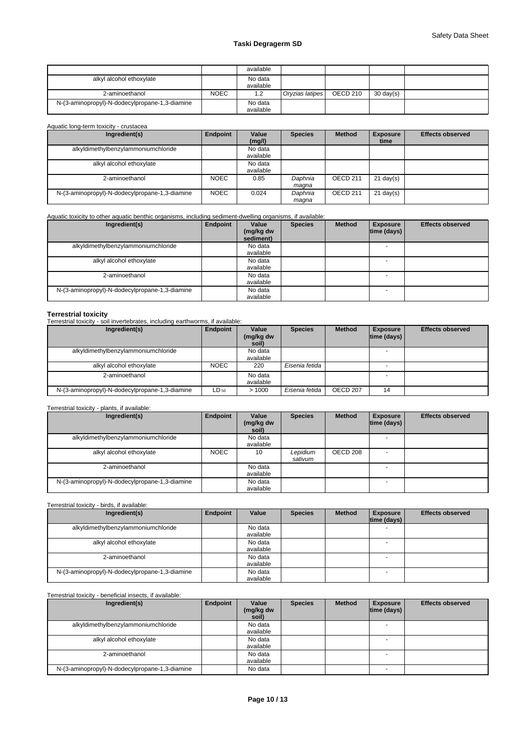| | | available | | | | |
|---|---|---|---|---|---|---|
| alkyl alcohol ethoxylate | | No data available | | | | |
| 2-aminoethanol | NOEC | 1.2 | *Oryzias latipes* | OECD 210 | 30 day(s) | |
| N-(3-aminopropyl)-N-dodecylpropane-1,3-diamine | | No data available | | | | |

Aquatic long-term toxicity - crustacea

| Ingredient(s) | Endpoint | Value (mg/l) | Species | Method | Exposure time | Effects observed |
|---|---|---|---|---|---|---|
| alkyldimethylbenzylammoniumchloride | | No data available | | | | |
| alkyl alcohol ethoxylate | | No data available | | | | |
| 2-aminoethanol | NOEC | 0.85 | *Daphnia magna* | OECD 211 | 21 day(s) | |
| N-(3-aminopropyl)-N-dodecylpropane-1,3-diamine | NOEC | 0.024 | *Daphnia magna* | OECD 211 | 21 day(s) | |

Aquatic toxicity to other aquatic benthic organisms, including sediment-dwelling organisms, if available:

| Ingredient(s) | Endpoint | Value (mg/kg dw sediment) | Species | Method | Exposure time (days) | Effects observed |
|---|---|---|---|---|---|---|
| alkyldimethylbenzylammoniumchloride | | No data available | | | - | |
| alkyl alcohol ethoxylate | | No data available | | | - | |
| 2-aminoethanol | | No data available | | | - | |
| N-(3-aminopropyl)-N-dodecylpropane-1,3-diamine | | No data available | | | - | |

**Terrestrial toxicity**

Terrestrial toxicity - soil invertebrates, including earthworms, if available:

| Ingredient(s) | Endpoint | Value (mg/kg dw soil) | Species | Method | Exposure time (days) | Effects observed |
|---|---|---|---|---|---|---|
| alkyldimethylbenzylammoniumchloride | | No data available | | | - | |
| alkyl alcohol ethoxylate | NOEC | 220 | *Eisenia fetida* | | - | |
| 2-aminoethanol | | No data available | | | - | |
| N-(3-aminopropyl)-N-dodecylpropane-1,3-diamine | $LD_{50}$ | > 1000 | *Eisenia fetida* | OECD 207 | 14 | |

Terrestrial toxicity - plants, if available:

| Ingredient(s) | Endpoint | Value (mg/kg dw soil) | Species | Method | Exposure time (days) | Effects observed |
|---|---|---|---|---|---|---|
| alkyldimethylbenzylammoniumchloride | | No data available | | | - | |
| alkyl alcohol ethoxylate | NOEC | 10 | *Lepidium sativum* | OECD 208 | - | |
| 2-aminoethanol | | No data available | | | - | |
| N-(3-aminopropyl)-N-dodecylpropane-1,3-diamine | | No data available | | | - | |

Terrestrial toxicity - birds, if available:

| Ingredient(s) | Endpoint | Value | Species | Method | Exposure time (days) | Effects observed |
|---|---|---|---|---|---|---|
| alkyldimethylbenzylammoniumchloride | | No data available | | | - | |
| alkyl alcohol ethoxylate | | No data available | | | - | |
| 2-aminoethanol | | No data available | | | - | |
| N-(3-aminopropyl)-N-dodecylpropane-1,3-diamine | | No data available | | | - | |

Terrestrial toxicity - beneficial insects, if available:

| Ingredient(s) | Endpoint | Value (mg/kg dw soil) | Species | Method | Exposure time (days) | Effects observed |
|---|---|---|---|---|---|---|
| alkyldimethylbenzylammoniumchloride | | No data available | | | - | |
| alkyl alcohol ethoxylate | | No data available | | | - | |
| 2-aminoethanol | | No data available | | | - | |
| N-(3-aminopropyl)-N-dodecylpropane-1,3-diamine | | No data | | | - | |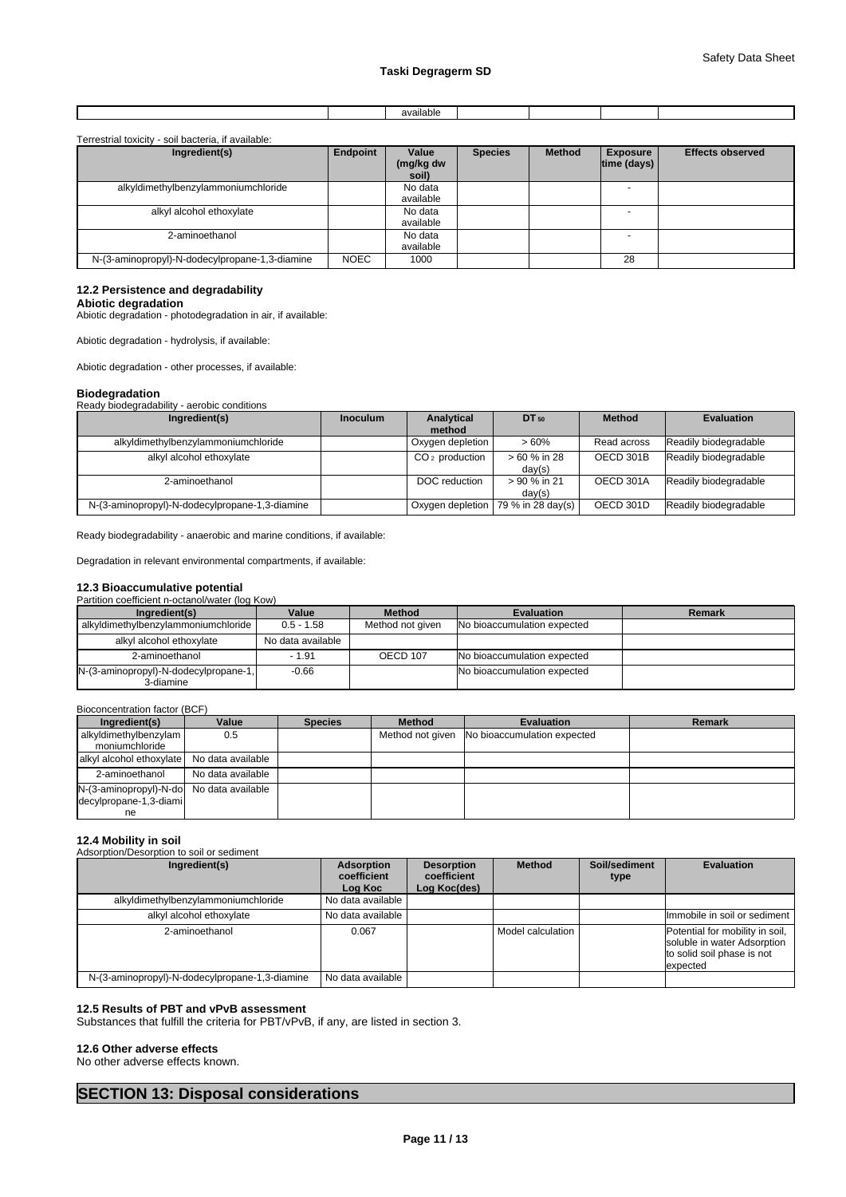| | | available | | | | |
|---|---|---|---|---|---|---|

Terrestrial toxicity - soil bacteria, if available:

| Ingredient(s) | Endpoint | Value (mg/kg dw soil) | Species | Method | Exposure time (days) | Effects observed |
|---|---|---|---|---|---|---|
| alkyldimethylbenzylammoniumchloride | | No data available | | | - | |
| alkyl alcohol ethoxylate | | No data available | | | - | |
| 2-aminoethanol | | No data available | | | - | |
| N-(3-aminopropyl)-N-dodecylpropane-1,3-diamine | NOEC | 1000 | | | 28 | |

### 12.2 Persistence and degradability

**Abiotic degradation**

Abiotic degradation - photodegradation in air, if available:

Abiotic degradation - hydrolysis, if available:

Abiotic degradation - other processes, if available:

**Biodegradation**

Ready biodegradability - aerobic conditions

| Ingredient(s) | Inoculum | Analytical method | $DT_{50}$ | Method | Evaluation |
|---|---|---|---|---|---|
| alkyldimethylbenzylammoniumchloride | | Oxygen depletion | > 60% | Read across | Readily biodegradable |
| alkyl alcohol ethoxylate | | $CO_2$ production | > 60 % in 28 day(s) | OECD 301B | Readily biodegradable |
| 2-aminoethanol | | DOC reduction | > 90 % in 21 day(s) | OECD 301A | Readily biodegradable |
| N-(3-aminopropyl)-N-dodecylpropane-1,3-diamine | | Oxygen depletion | 79 % in 28 day(s) | OECD 301D | Readily biodegradable |

Ready biodegradability - anaerobic and marine conditions, if available:

Degradation in relevant environmental compartments, if available:

### 12.3 Bioaccumulative potential

Partition coefficient n-octanol/water (log Kow)

| Ingredient(s) | Value | Method | Evaluation | Remark |
|---|---|---|---|---|
| alkyldimethylbenzylammoniumchloride | 0.5 - 1.58 | Method not given | No bioaccumulation expected | |
| alkyl alcohol ethoxylate | No data available | | | |
| 2-aminoethanol | - 1.91 | OECD 107 | No bioaccumulation expected | |
| N-(3-aminopropyl)-N-dodecylpropane-1,3-diamine | -0.66 | | No bioaccumulation expected | |

Bioconcentration factor (BCF)

| Ingredient(s) | Value | Species | Method | Evaluation | Remark |
|---|---|---|---|---|---|
| alkyldimethylbenzylammoniumchloride | 0.5 | | Method not given | No bioaccumulation expected | |
| alkyl alcohol ethoxylate | No data available | | | | |
| 2-aminoethanol | No data available | | | | |
| N-(3-aminopropyl)-N-dodecylpropane-1,3-diamine | No data available | | | | |

### 12.4 Mobility in soil

Adsorption/Desorption to soil or sediment

| Ingredient(s) | Adsorption coefficient Log Koc | Desorption coefficient Log Koc(des) | Method | Soil/sediment type | Evaluation |
|---|---|---|---|---|---|
| alkyldimethylbenzylammoniumchloride | No data available | | | | |
| alkyl alcohol ethoxylate | No data available | | | | Immobile in soil or sediment |
| 2-aminoethanol | 0.067 | | Model calculation | | Potential for mobility in soil, soluble in water Adsorption to solid soil phase is not expected |
| N-(3-aminopropyl)-N-dodecylpropane-1,3-diamine | No data available | | | | |

### 12.5 Results of PBT and vPvB assessment

Substances that fulfill the criteria for PBT/vPvB, if any, are listed in section 3.

### 12.6 Other adverse effects

No other adverse effects known.

## SECTION 13: Disposal considerations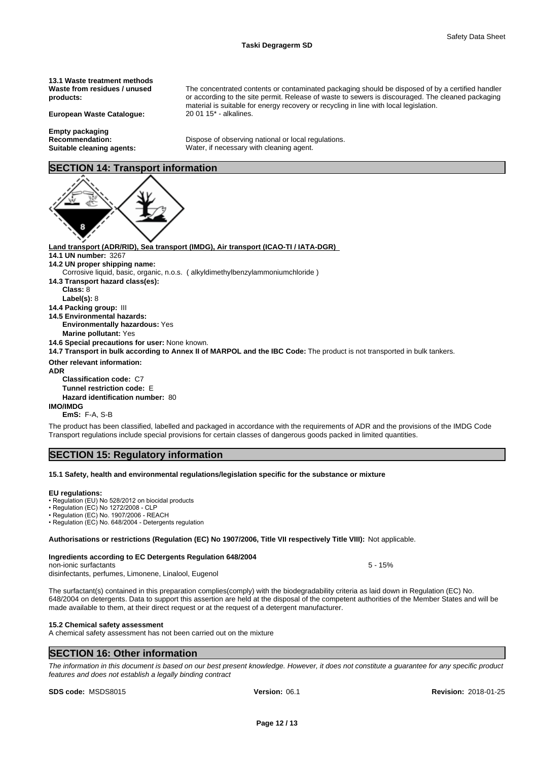**13.1 Waste treatment methods**

**Waste from residues / unused products:** The concentrated contents or contaminated packaging should be disposed of by a certified handler or according to the site permit. Release of waste to sewers is discouraged. The cleaned packaging material is suitable for energy recovery or recycling in line with local legislation.

**European Waste Catalogue:** 20 01 15* - alkalines.

**Empty packaging**

**Recommendation:** Dispose of observing national or local regulations.

**Suitable cleaning agents:** Water, if necessary with cleaning agent.

## SECTION 14: Transport information

**Land transport (ADR/RID), Sea transport (IMDG), Air transport (ICAO-TI / IATA-DGR)**

**14.1 UN number:** 3267

**14.2 UN proper shipping name:**

Corrosive liquid, basic, organic, n.o.s. ( alkyldimethylbenzylammoniumchloride )

**14.3 Transport hazard class(es):**

**Class:** 8

**Label(s):** 8

**14.4 Packing group:** III

**14.5 Environmental hazards:**

**Environmentally hazardous:** Yes

**Marine pollutant:** Yes

**14.6 Special precautions for user:** None known.

**14.7 Transport in bulk according to Annex II of MARPOL and the IBC Code:** The product is not transported in bulk tankers.

**Other relevant information:**

**ADR**

**Classification code:** C7

**Tunnel restriction code:** E

**Hazard identification number:** 80

**IMO/IMDG**

**EmS:** F-A, S-B

The product has been classified, labelled and packaged in accordance with the requirements of ADR and the provisions of the IMDG Code
Transport regulations include special provisions for certain classes of dangerous goods packed in limited quantities.

## SECTION 15: Regulatory information

**15.1 Safety, health and environmental regulations/legislation specific for the substance or mixture**

**EU regulations:**

- Regulation (EU) No 528/2012 on biocidal products
- Regulation (EC) No 1272/2008 - CLP
- Regulation (EC) No. 1907/2006 - REACH
- Regulation (EC) No. 648/2004 - Detergents regulation

**Authorisations or restrictions (Regulation (EC) No 1907/2006, Title VII respectively Title VIII):** Not applicable.

**Ingredients according to EC Detergents Regulation 648/2004**

| | |
|---|---|
| non-ionic surfactants | 5 - 15% |
| disinfectants, perfumes, Limonene, Linalool, Eugenol | |

The surfactant(s) contained in this preparation complies(comply) with the biodegradability criteria as laid down in Regulation (EC) No. 648/2004 on detergents. Data to support this assertion are held at the disposal of the competent authorities of the Member States and will be made available to them, at their direct request or at the request of a detergent manufacturer.

**15.2 Chemical safety assessment**

A chemical safety assessment has not been carried out on the mixture

## SECTION 16: Other information

*The information in this document is based on our best present knowledge. However, it does not constitute a guarantee for any specific product features and does not establish a legally binding contract*

**SDS code:** MSDS8015 **Version:** 06.1 **Revision:** 2018-01-25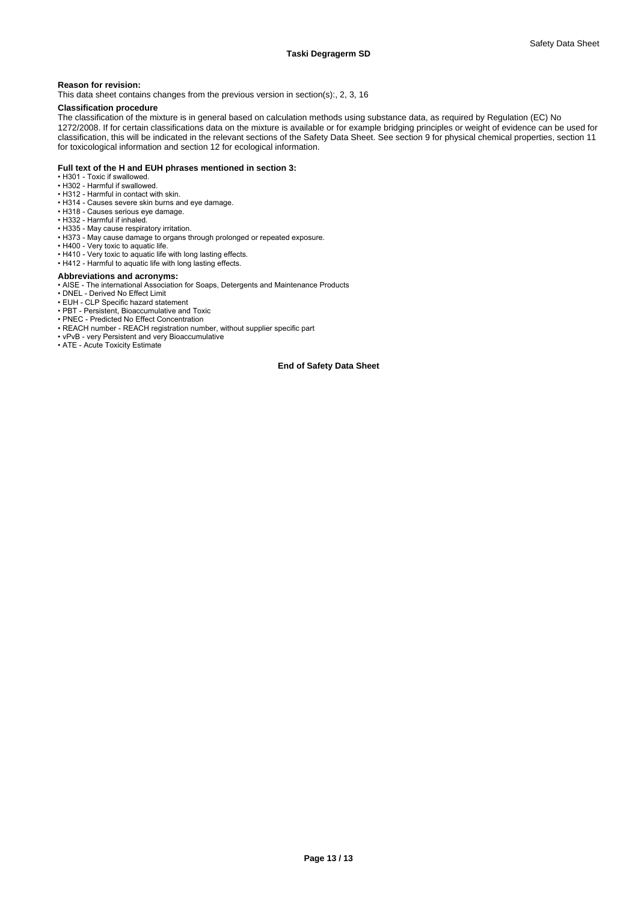**Reason for revision:**

This data sheet contains changes from the previous version in section(s):, 2, 3, 16

**Classification procedure**

The classification of the mixture is in general based on calculation methods using substance data, as required by Regulation (EC) No 1272/2008. If for certain classifications data on the mixture is available or for example bridging principles or weight of evidence can be used for classification, this will be indicated in the relevant sections of the Safety Data Sheet. See section 9 for physical chemical properties, section 11 for toxicological information and section 12 for ecological information.

**Full text of the H and EUH phrases mentioned in section 3:**

- H301 - Toxic if swallowed.
- H302 - Harmful if swallowed.
- H312 - Harmful in contact with skin.
- H314 - Causes severe skin burns and eye damage.
- H318 - Causes serious eye damage.
- H332 - Harmful if inhaled.
- H335 - May cause respiratory irritation.
- H373 - May cause damage to organs through prolonged or repeated exposure.
- H400 - Very toxic to aquatic life.
- H410 - Very toxic to aquatic life with long lasting effects.
- H412 - Harmful to aquatic life with long lasting effects.

**Abbreviations and acronyms:**

- AISE - The international Association for Soaps, Detergents and Maintenance Products
- DNEL - Derived No Effect Limit
- EUH - CLP Specific hazard statement
- PBT - Persistent, Bioaccumulative and Toxic
- PNEC - Predicted No Effect Concentration
- REACH number - REACH registration number, without supplier specific part
- vPvB - very Persistent and very Bioaccumulative
- ATE - Acute Toxicity Estimate

**End of Safety Data Sheet**